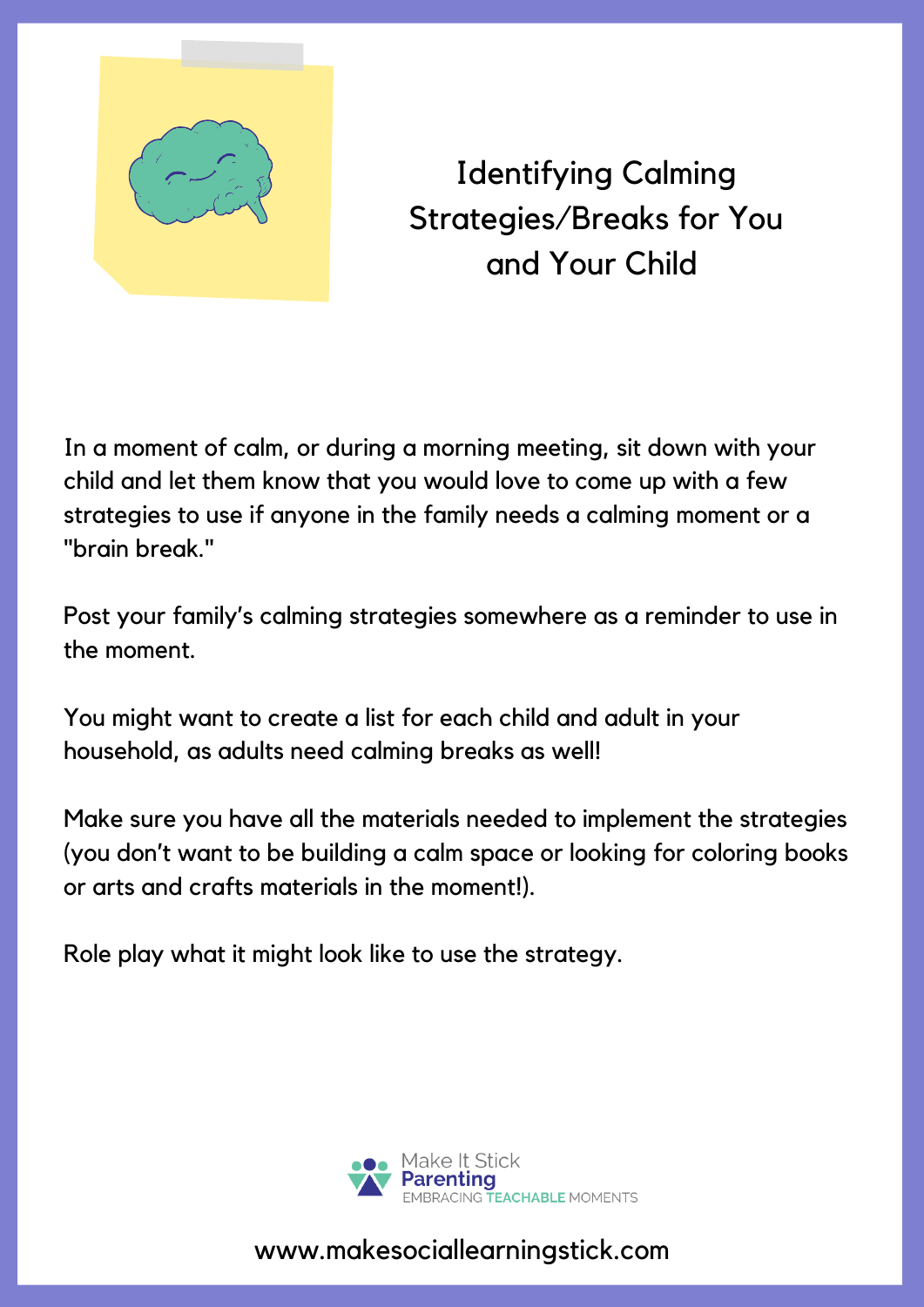# Identifying Calming Strategies/Breaks for You and Your Child

In a moment of calm, or during a morning meeting, sit down with your child and let them know that you would love to come up with a few strategies to use if anyone in the family needs a calming moment or a "brain break."

Post your family's calming strategies somewhere as a reminder to use in the moment.

You might want to create a list for each child and adult in your household, as adults need calming breaks as well!

Make sure you have all the materials needed to implement the strategies (you don't want to be building a calm space or looking for coloring books or arts and crafts materials in the moment!).

Role play what it might look like to use the strategy.

Make It Stick Parenting
EMBRACING TEACHABLE MOMENTS

www.makesociallearningstick.com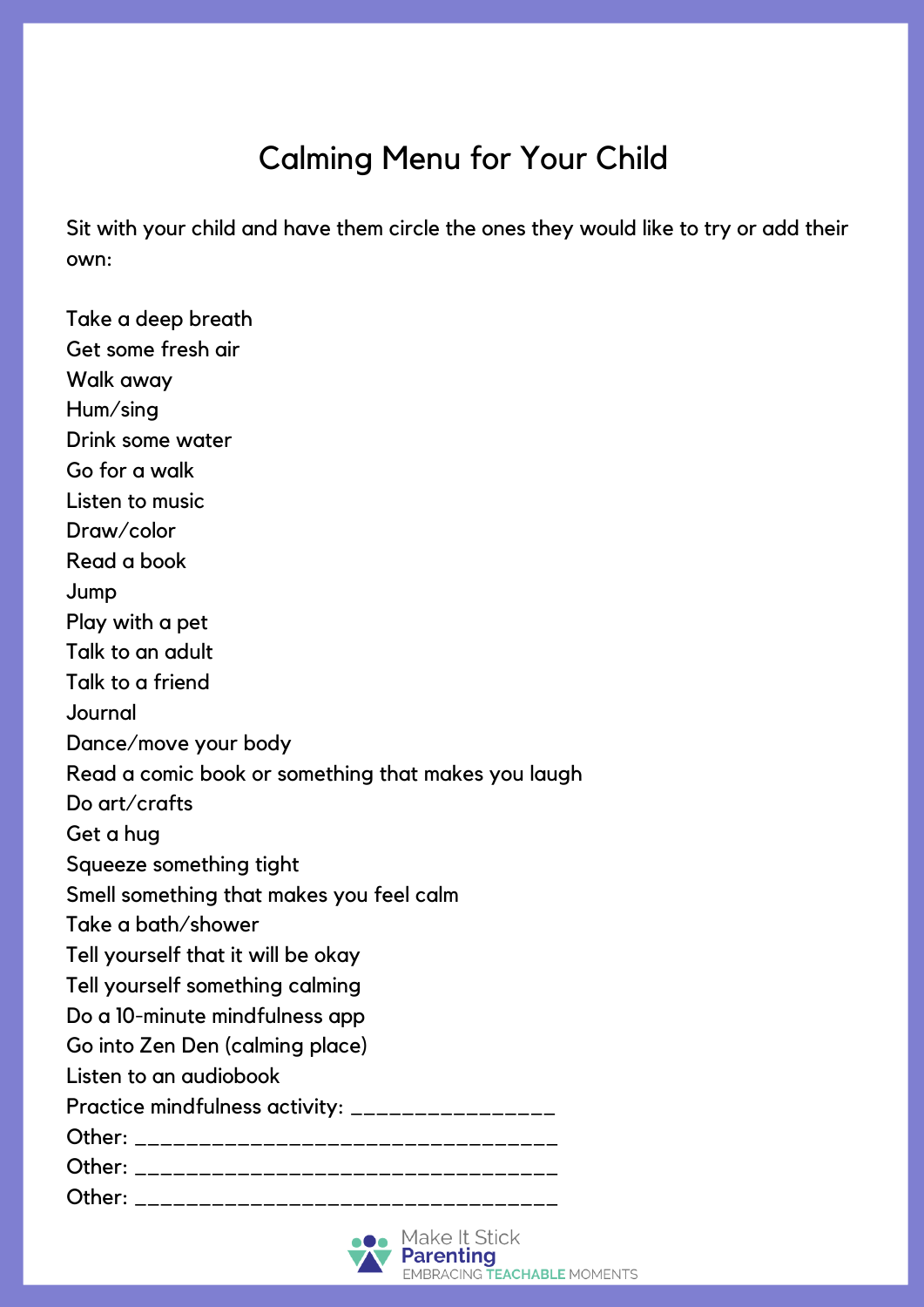# Calming Menu for Your Child

Sit with your child and have them circle the ones they would like to try or add their own:

Take a deep breath
Get some fresh air
Walk away
Hum/sing
Drink some water
Go for a walk
Listen to music
Draw/color
Read a book
Jump
Play with a pet
Talk to an adult
Talk to a friend
Journal
Dance/move your body
Read a comic book or something that makes you laugh
Do art/crafts
Get a hug
Squeeze something tight
Smell something that makes you feel calm
Take a bath/shower
Tell yourself that it will be okay
Tell yourself something calming
Do a 10-minute mindfulness app
Go into Zen Den (calming place)
Listen to an audiobook
Practice mindfulness activity: ________________
Other: __________________________________
Other: __________________________________
Other: __________________________________

Make It Stick Parenting
EMBRACING TEACHABLE MOMENTS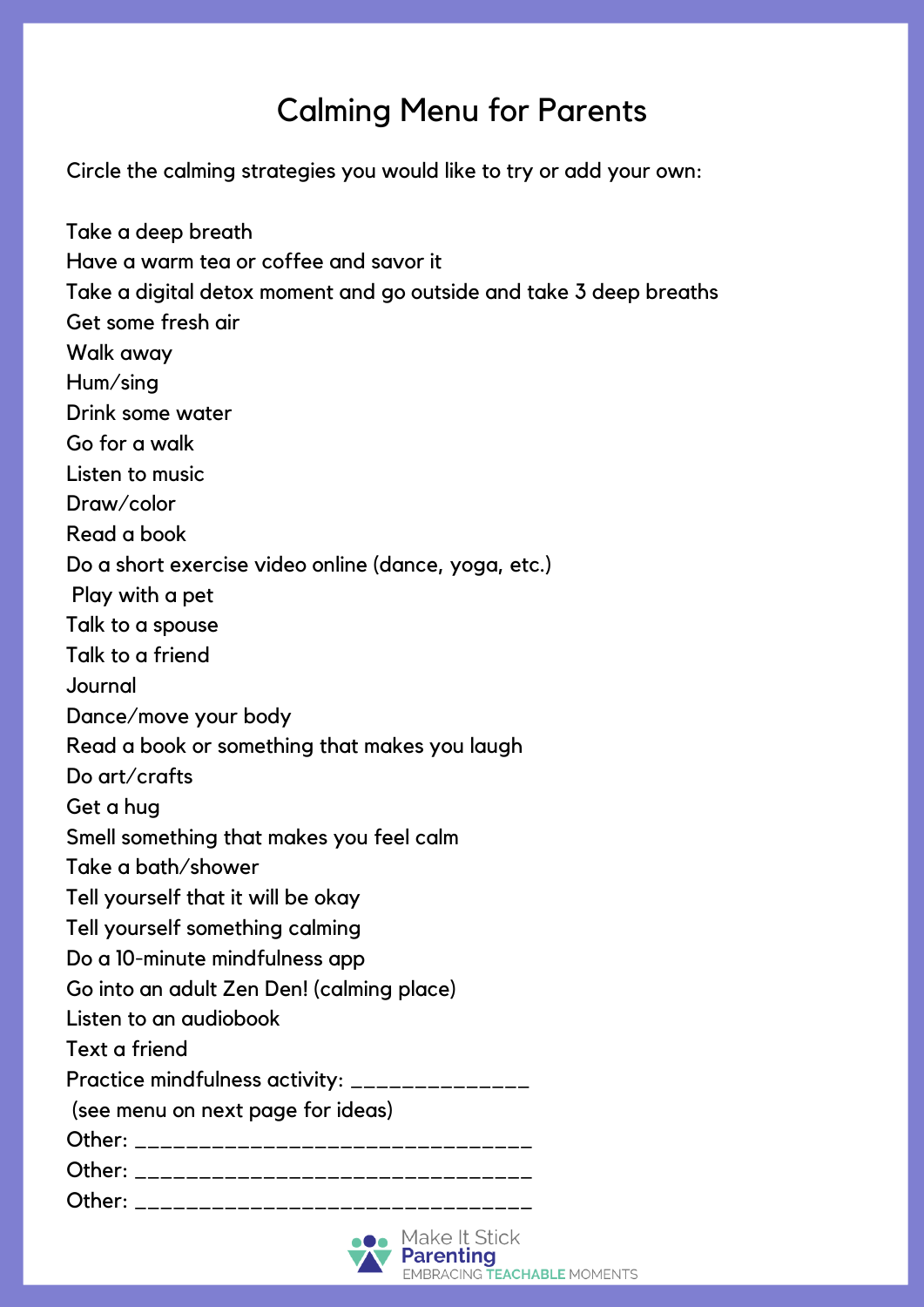# Calming Menu for Parents

Circle the calming strategies you would like to try or add your own:

Take a deep breath
Have a warm tea or coffee and savor it
Take a digital detox moment and go outside and take 3 deep breaths
Get some fresh air
Walk away
Hum/sing
Drink some water
Go for a walk
Listen to music
Draw/color
Read a book
Do a short exercise video online (dance, yoga, etc.)
Play with a pet
Talk to a spouse
Talk to a friend
Journal
Dance/move your body
Read a book or something that makes you laugh
Do art/crafts
Get a hug
Smell something that makes you feel calm
Take a bath/shower
Tell yourself that it will be okay
Tell yourself something calming
Do a 10-minute mindfulness app
Go into an adult Zen Den! (calming place)
Listen to an audiobook
Text a friend
Practice mindfulness activity: ______________
(see menu on next page for ideas)
Other: ________________________________
Other: ________________________________
Other: ________________________________

Make It Stick Parenting
EMBRACING TEACHABLE MOMENTS